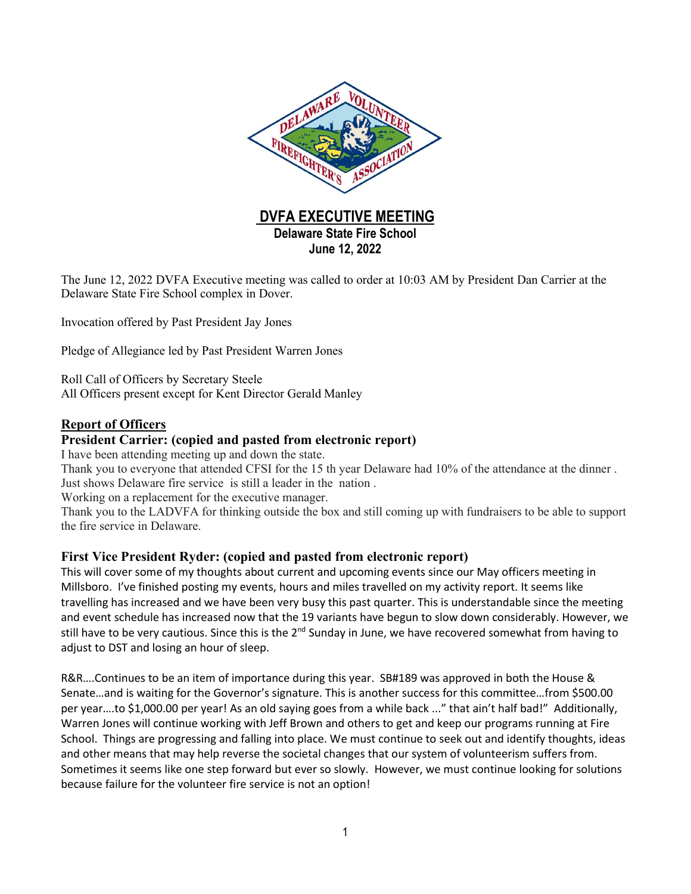# DVFA EXECUTIVE MEETING

**Delaware State Fire School**
**June 12, 2022**

The June 12, 2022 DVFA Executive meeting was called to order at 10:03 AM by President Dan Carrier at the Delaware State Fire School complex in Dover.

Invocation offered by Past President Jay Jones

Pledge of Allegiance led by Past President Warren Jones

Roll Call of Officers by Secretary Steele
All Officers present except for Kent Director Gerald Manley

## Report of Officers

### President Carrier: (copied and pasted from electronic report)

I have been attending meeting up and down the state.
Thank you to everyone that attended CFSI for the 15 th year Delaware had 10% of the attendance at the dinner . Just shows Delaware fire service is still a leader in the nation .
Working on a replacement for the executive manager.
Thank you to the LADVFA for thinking outside the box and still coming up with fundraisers to be able to support the fire service in Delaware.

### First Vice President Ryder: (copied and pasted from electronic report)

This will cover some of my thoughts about current and upcoming events since our May officers meeting in Millsboro. I've finished posting my events, hours and miles travelled on my activity report. It seems like travelling has increased and we have been very busy this past quarter. This is understandable since the meeting and event schedule has increased now that the 19 variants have begun to slow down considerably. However, we still have to be very cautious. Since this is the 2nd Sunday in June, we have recovered somewhat from having to adjust to DST and losing an hour of sleep.

R&R….Continues to be an item of importance during this year. SB#189 was approved in both the House & Senate…and is waiting for the Governor's signature. This is another success for this committee…from $500.00 per year….to $1,000.00 per year! As an old saying goes from a while back ..." that ain't half bad!" Additionally, Warren Jones will continue working with Jeff Brown and others to get and keep our programs running at Fire School. Things are progressing and falling into place. We must continue to seek out and identify thoughts, ideas and other means that may help reverse the societal changes that our system of volunteerism suffers from. Sometimes it seems like one step forward but ever so slowly. However, we must continue looking for solutions because failure for the volunteer fire service is not an option!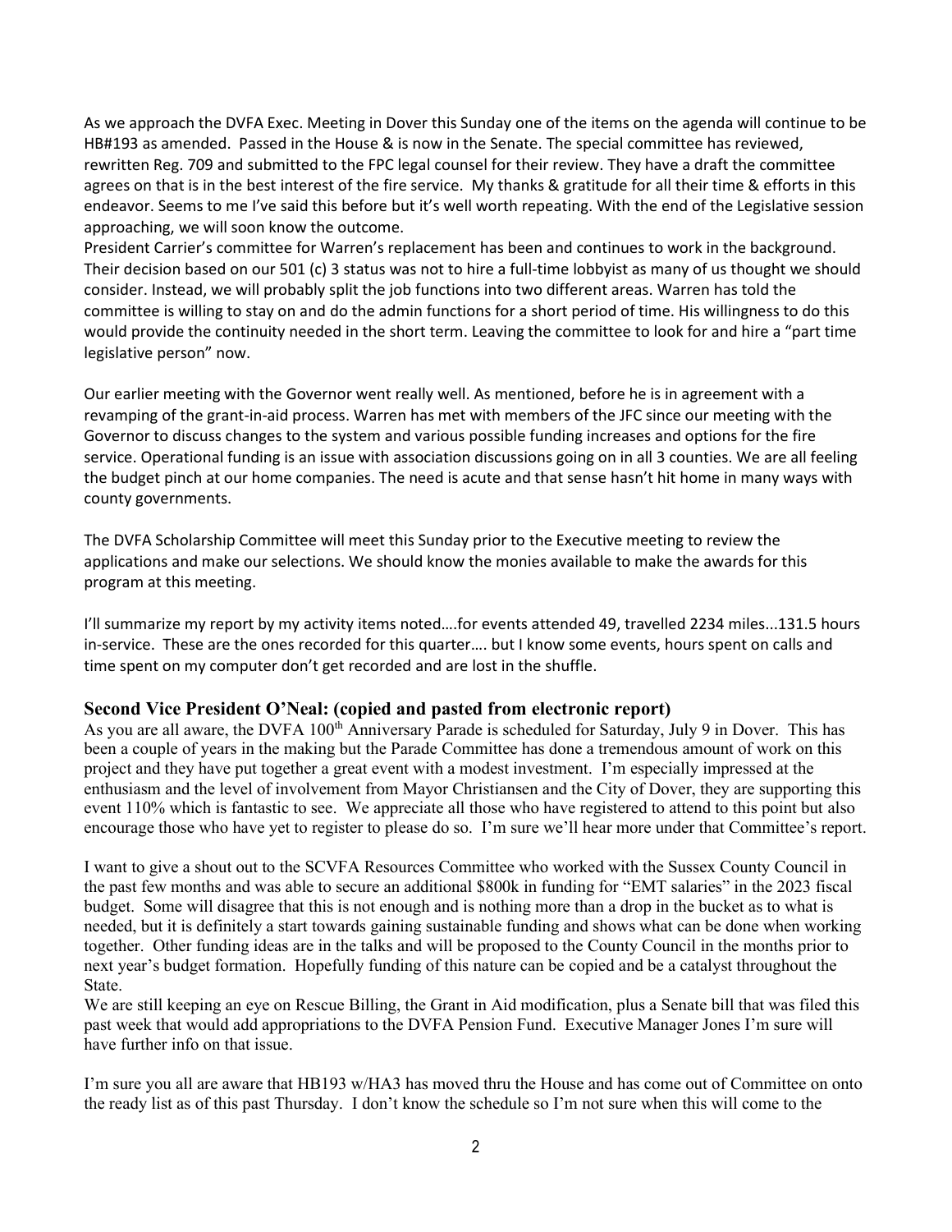As we approach the DVFA Exec. Meeting in Dover this Sunday one of the items on the agenda will continue to be HB#193 as amended. Passed in the House & is now in the Senate. The special committee has reviewed, rewritten Reg. 709 and submitted to the FPC legal counsel for their review. They have a draft the committee agrees on that is in the best interest of the fire service. My thanks & gratitude for all their time & efforts in this endeavor. Seems to me I've said this before but it's well worth repeating. With the end of the Legislative session approaching, we will soon know the outcome.
President Carrier's committee for Warren's replacement has been and continues to work in the background. Their decision based on our 501 (c) 3 status was not to hire a full-time lobbyist as many of us thought we should consider. Instead, we will probably split the job functions into two different areas. Warren has told the committee is willing to stay on and do the admin functions for a short period of time. His willingness to do this would provide the continuity needed in the short term. Leaving the committee to look for and hire a "part time legislative person" now.

Our earlier meeting with the Governor went really well. As mentioned, before he is in agreement with a revamping of the grant-in-aid process. Warren has met with members of the JFC since our meeting with the Governor to discuss changes to the system and various possible funding increases and options for the fire service. Operational funding is an issue with association discussions going on in all 3 counties. We are all feeling the budget pinch at our home companies. The need is acute and that sense hasn't hit home in many ways with county governments.

The DVFA Scholarship Committee will meet this Sunday prior to the Executive meeting to review the applications and make our selections. We should know the monies available to make the awards for this program at this meeting.

I'll summarize my report by my activity items noted….for events attended 49, travelled 2234 miles...131.5 hours in-service. These are the ones recorded for this quarter…. but I know some events, hours spent on calls and time spent on my computer don't get recorded and are lost in the shuffle.

### Second Vice President O'Neal: (copied and pasted from electronic report)

As you are all aware, the DVFA 100th Anniversary Parade is scheduled for Saturday, July 9 in Dover. This has been a couple of years in the making but the Parade Committee has done a tremendous amount of work on this project and they have put together a great event with a modest investment. I'm especially impressed at the enthusiasm and the level of involvement from Mayor Christiansen and the City of Dover, they are supporting this event 110% which is fantastic to see. We appreciate all those who have registered to attend to this point but also encourage those who have yet to register to please do so. I'm sure we'll hear more under that Committee's report.

I want to give a shout out to the SCVFA Resources Committee who worked with the Sussex County Council in the past few months and was able to secure an additional \$800k in funding for "EMT salaries" in the 2023 fiscal budget. Some will disagree that this is not enough and is nothing more than a drop in the bucket as to what is needed, but it is definitely a start towards gaining sustainable funding and shows what can be done when working together. Other funding ideas are in the talks and will be proposed to the County Council in the months prior to next year's budget formation. Hopefully funding of this nature can be copied and be a catalyst throughout the State.
We are still keeping an eye on Rescue Billing, the Grant in Aid modification, plus a Senate bill that was filed this past week that would add appropriations to the DVFA Pension Fund. Executive Manager Jones I'm sure will have further info on that issue.

I'm sure you all are aware that HB193 w/HA3 has moved thru the House and has come out of Committee on onto the ready list as of this past Thursday. I don't know the schedule so I'm not sure when this will come to the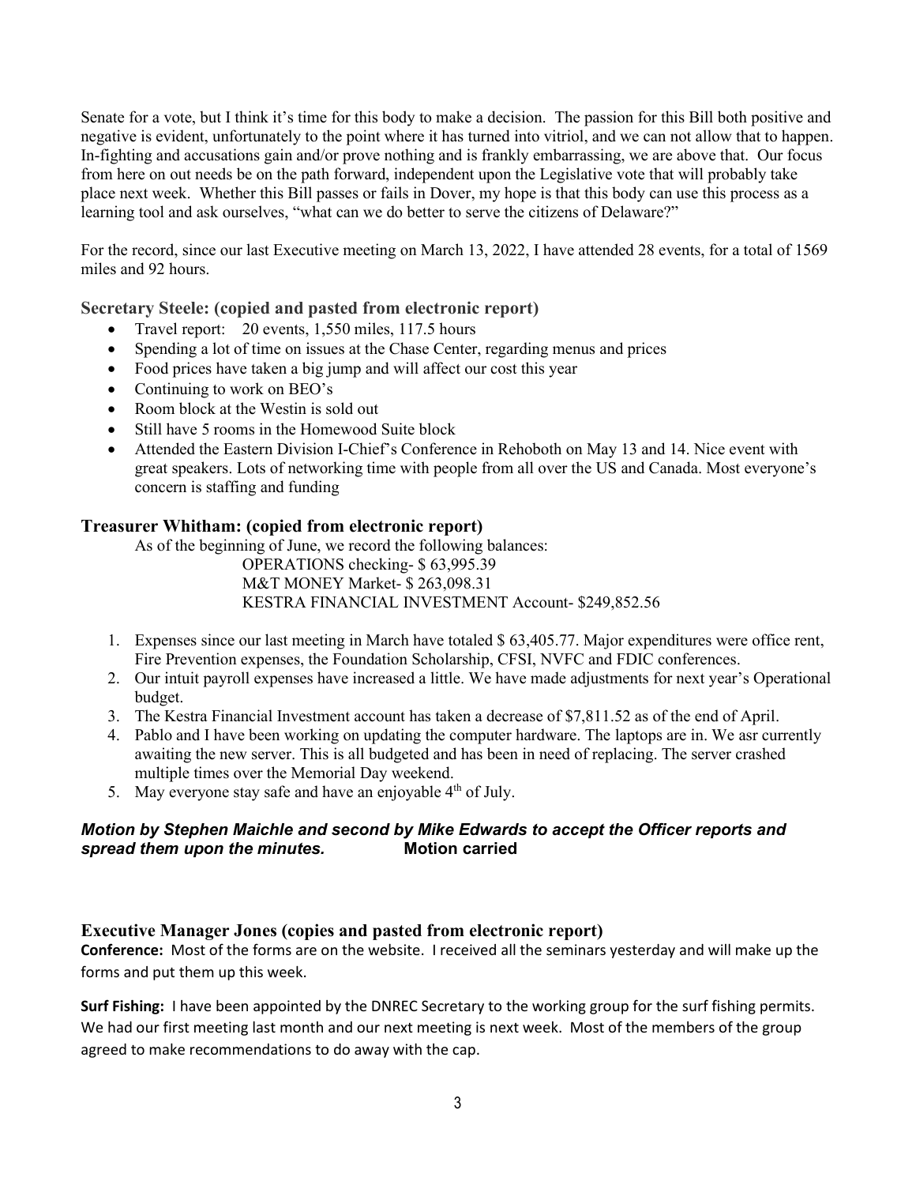Senate for a vote, but I think it's time for this body to make a decision. The passion for this Bill both positive and negative is evident, unfortunately to the point where it has turned into vitriol, and we can not allow that to happen. In-fighting and accusations gain and/or prove nothing and is frankly embarrassing, we are above that. Our focus from here on out needs be on the path forward, independent upon the Legislative vote that will probably take place next week. Whether this Bill passes or fails in Dover, my hope is that this body can use this process as a learning tool and ask ourselves, "what can we do better to serve the citizens of Delaware?"

For the record, since our last Executive meeting on March 13, 2022, I have attended 28 events, for a total of 1569 miles and 92 hours.

### Secretary Steele: (copied and pasted from electronic report)

- Travel report: 20 events, 1,550 miles, 117.5 hours
- Spending a lot of time on issues at the Chase Center, regarding menus and prices
- Food prices have taken a big jump and will affect our cost this year
- Continuing to work on BEO's
- Room block at the Westin is sold out
- Still have 5 rooms in the Homewood Suite block
- Attended the Eastern Division I-Chief's Conference in Rehoboth on May 13 and 14. Nice event with great speakers. Lots of networking time with people from all over the US and Canada. Most everyone's concern is staffing and funding

### Treasurer Whitham: (copied from electronic report)

As of the beginning of June, we record the following balances:

OPERATIONS checking- $ 63,995.39
M&T MONEY Market- $ 263,098.31
KESTRA FINANCIAL INVESTMENT Account- $249,852.56

1. Expenses since our last meeting in March have totaled $ 63,405.77. Major expenditures were office rent, Fire Prevention expenses, the Foundation Scholarship, CFSI, NVFC and FDIC conferences.
2. Our intuit payroll expenses have increased a little. We have made adjustments for next year's Operational budget.
3. The Kestra Financial Investment account has taken a decrease of $7,811.52 as of the end of April.
4. Pablo and I have been working on updating the computer hardware. The laptops are in. We asr currently awaiting the new server. This is all budgeted and has been in need of replacing. The server crashed multiple times over the Memorial Day weekend.
5. May everyone stay safe and have an enjoyable 4th of July.

***Motion by Stephen Maichle and second by Mike Edwards to accept the Officer reports and spread them upon the minutes.*** **Motion carried**

### Executive Manager Jones (copies and pasted from electronic report)

**Conference:** Most of the forms are on the website. I received all the seminars yesterday and will make up the forms and put them up this week.

**Surf Fishing:** I have been appointed by the DNREC Secretary to the working group for the surf fishing permits. We had our first meeting last month and our next meeting is next week. Most of the members of the group agreed to make recommendations to do away with the cap.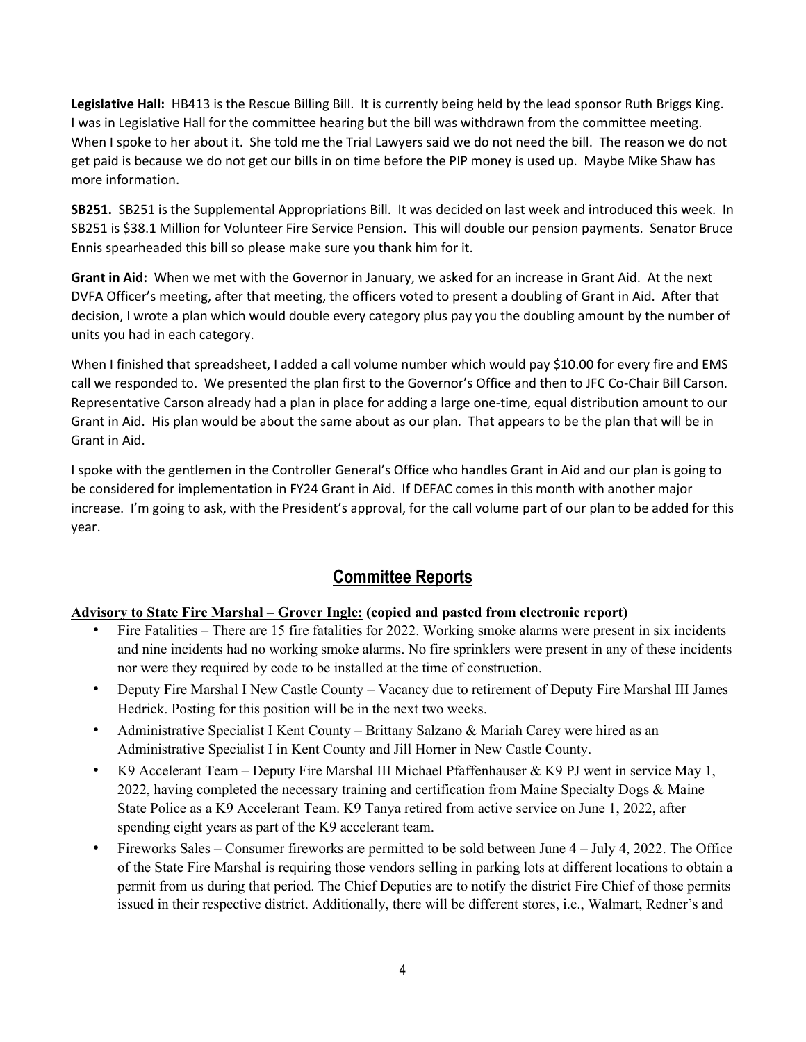**Legislative Hall:** HB413 is the Rescue Billing Bill. It is currently being held by the lead sponsor Ruth Briggs King. I was in Legislative Hall for the committee hearing but the bill was withdrawn from the committee meeting. When I spoke to her about it. She told me the Trial Lawyers said we do not need the bill. The reason we do not get paid is because we do not get our bills in on time before the PIP money is used up. Maybe Mike Shaw has more information.

**SB251.** SB251 is the Supplemental Appropriations Bill. It was decided on last week and introduced this week. In SB251 is $38.1 Million for Volunteer Fire Service Pension. This will double our pension payments. Senator Bruce Ennis spearheaded this bill so please make sure you thank him for it.

**Grant in Aid:** When we met with the Governor in January, we asked for an increase in Grant Aid. At the next DVFA Officer's meeting, after that meeting, the officers voted to present a doubling of Grant in Aid. After that decision, I wrote a plan which would double every category plus pay you the doubling amount by the number of units you had in each category.

When I finished that spreadsheet, I added a call volume number which would pay $10.00 for every fire and EMS call we responded to. We presented the plan first to the Governor's Office and then to JFC Co-Chair Bill Carson. Representative Carson already had a plan in place for adding a large one-time, equal distribution amount to our Grant in Aid. His plan would be about the same about as our plan. That appears to be the plan that will be in Grant in Aid.

I spoke with the gentlemen in the Controller General's Office who handles Grant in Aid and our plan is going to be considered for implementation in FY24 Grant in Aid. If DEFAC comes in this month with another major increase. I'm going to ask, with the President's approval, for the call volume part of our plan to be added for this year.

## Committee Reports

**Advisory to State Fire Marshal – Grover Ingle: (copied and pasted from electronic report)**

- Fire Fatalities – There are 15 fire fatalities for 2022. Working smoke alarms were present in six incidents and nine incidents had no working smoke alarms. No fire sprinklers were present in any of these incidents nor were they required by code to be installed at the time of construction.
- Deputy Fire Marshal I New Castle County – Vacancy due to retirement of Deputy Fire Marshal III James Hedrick. Posting for this position will be in the next two weeks.
- Administrative Specialist I Kent County – Brittany Salzano & Mariah Carey were hired as an Administrative Specialist I in Kent County and Jill Horner in New Castle County.
- K9 Accelerant Team – Deputy Fire Marshal III Michael Pfaffenhauser & K9 PJ went in service May 1, 2022, having completed the necessary training and certification from Maine Specialty Dogs & Maine State Police as a K9 Accelerant Team. K9 Tanya retired from active service on June 1, 2022, after spending eight years as part of the K9 accelerant team.
- Fireworks Sales – Consumer fireworks are permitted to be sold between June 4 – July 4, 2022. The Office of the State Fire Marshal is requiring those vendors selling in parking lots at different locations to obtain a permit from us during that period. The Chief Deputies are to notify the district Fire Chief of those permits issued in their respective district. Additionally, there will be different stores, i.e., Walmart, Redner's and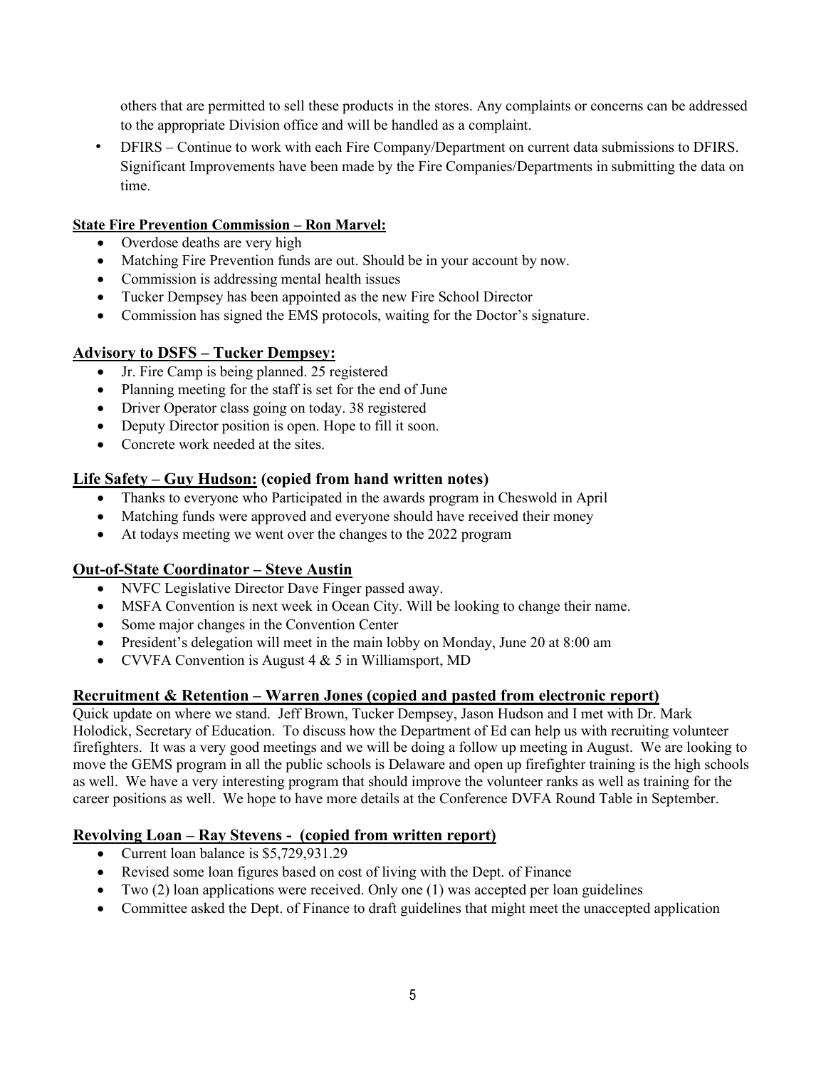others that are permitted to sell these products in the stores. Any complaints or concerns can be addressed to the appropriate Division office and will be handled as a complaint.

- DFIRS – Continue to work with each Fire Company/Department on current data submissions to DFIRS. Significant Improvements have been made by the Fire Companies/Departments in submitting the data on time.

**<u>State Fire Prevention Commission – Ron Marvel:</u>**

- Overdose deaths are very high
- Matching Fire Prevention funds are out. Should be in your account by now.
- Commission is addressing mental health issues
- Tucker Dempsey has been appointed as the new Fire School Director
- Commission has signed the EMS protocols, waiting for the Doctor's signature.

**<u>Advisory to DSFS – Tucker Dempsey:</u>**

- Jr. Fire Camp is being planned. 25 registered
- Planning meeting for the staff is set for the end of June
- Driver Operator class going on today. 38 registered
- Deputy Director position is open. Hope to fill it soon.
- Concrete work needed at the sites.

**<u>Life Safety – Guy Hudson:</u> (copied from hand written notes)**

- Thanks to everyone who Participated in the awards program in Cheswold in April
- Matching funds were approved and everyone should have received their money
- At todays meeting we went over the changes to the 2022 program

**<u>Out-of-State Coordinator – Steve Austin</u>**

- NVFC Legislative Director Dave Finger passed away.
- MSFA Convention is next week in Ocean City. Will be looking to change their name.
- Some major changes in the Convention Center
- President's delegation will meet in the main lobby on Monday, June 20 at 8:00 am
- CVVFA Convention is August 4 & 5 in Williamsport, MD

**<u>Recruitment & Retention – Warren Jones (copied and pasted from electronic report)</u>**

Quick update on where we stand. Jeff Brown, Tucker Dempsey, Jason Hudson and I met with Dr. Mark Holodick, Secretary of Education. To discuss how the Department of Ed can help us with recruiting volunteer firefighters. It was a very good meetings and we will be doing a follow up meeting in August. We are looking to move the GEMS program in all the public schools is Delaware and open up firefighter training is the high schools as well. We have a very interesting program that should improve the volunteer ranks as well as training for the career positions as well. We hope to have more details at the Conference DVFA Round Table in September.

**<u>Revolving Loan – Ray Stevens - (copied from written report)</u>**

- Current loan balance is $5,729,931.29
- Revised some loan figures based on cost of living with the Dept. of Finance
- Two (2) loan applications were received. Only one (1) was accepted per loan guidelines
- Committee asked the Dept. of Finance to draft guidelines that might meet the unaccepted application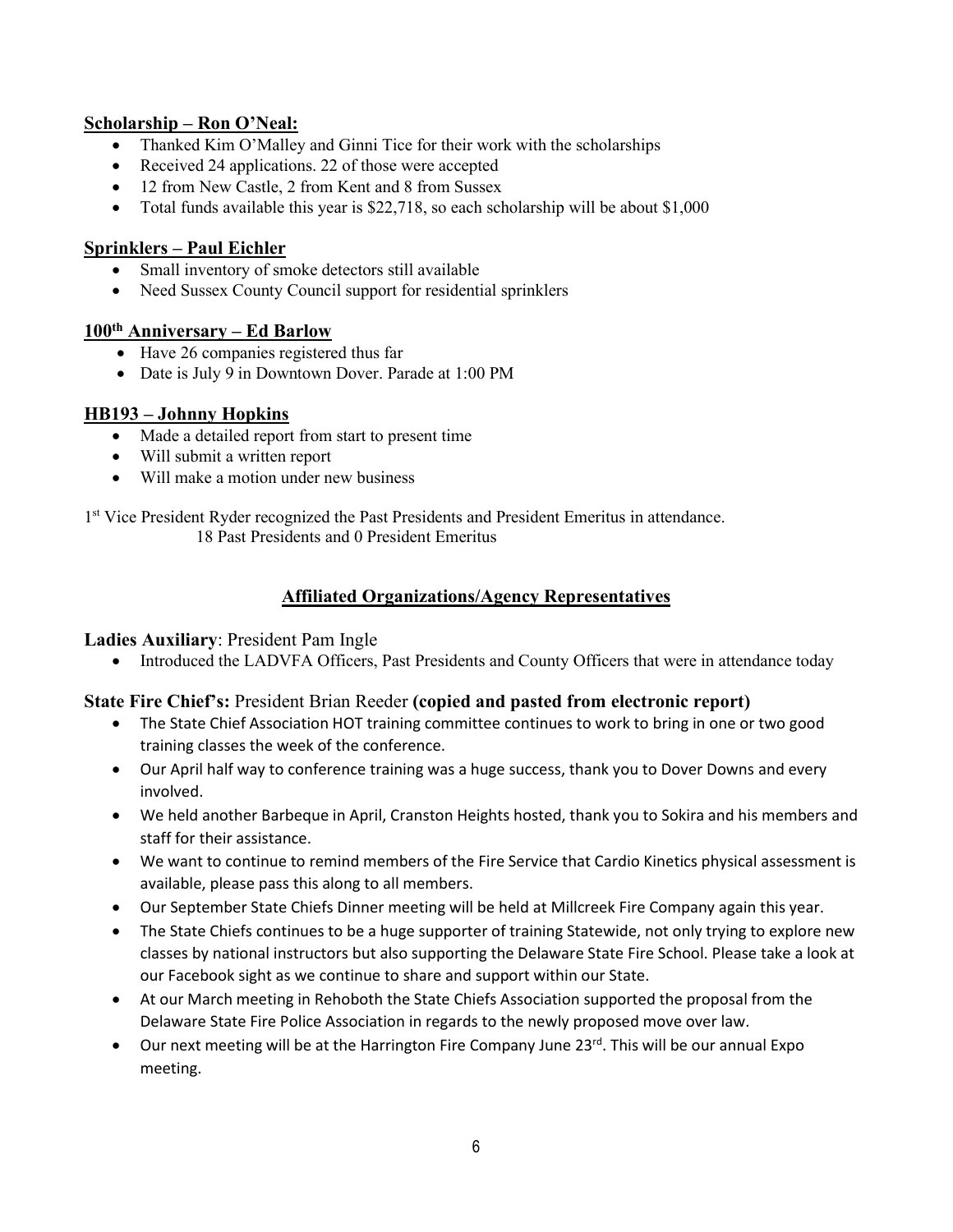**Scholarship – Ron O'Neal:**

- Thanked Kim O'Malley and Ginni Tice for their work with the scholarships
- Received 24 applications. 22 of those were accepted
- 12 from New Castle, 2 from Kent and 8 from Sussex
- Total funds available this year is $22,718, so each scholarship will be about $1,000

**Sprinklers – Paul Eichler**

- Small inventory of smoke detectors still available
- Need Sussex County Council support for residential sprinklers

**100th Anniversary – Ed Barlow**

- Have 26 companies registered thus far
- Date is July 9 in Downtown Dover. Parade at 1:00 PM

**HB193 – Johnny Hopkins**

- Made a detailed report from start to present time
- Will submit a written report
- Will make a motion under new business

1st Vice President Ryder recognized the Past Presidents and President Emeritus in attendance.
18 Past Presidents and 0 President Emeritus

## Affiliated Organizations/Agency Representatives

**Ladies Auxiliary**: President Pam Ingle

- Introduced the LADVFA Officers, Past Presidents and County Officers that were in attendance today

**State Fire Chief's:** President Brian Reeder **(copied and pasted from electronic report)**

- The State Chief Association HOT training committee continues to work to bring in one or two good training classes the week of the conference.
- Our April half way to conference training was a huge success, thank you to Dover Downs and every involved.
- We held another Barbeque in April, Cranston Heights hosted, thank you to Sokira and his members and staff for their assistance.
- We want to continue to remind members of the Fire Service that Cardio Kinetics physical assessment is available, please pass this along to all members.
- Our September State Chiefs Dinner meeting will be held at Millcreek Fire Company again this year.
- The State Chiefs continues to be a huge supporter of training Statewide, not only trying to explore new classes by national instructors but also supporting the Delaware State Fire School. Please take a look at our Facebook sight as we continue to share and support within our State.
- At our March meeting in Rehoboth the State Chiefs Association supported the proposal from the Delaware State Fire Police Association in regards to the newly proposed move over law.
- Our next meeting will be at the Harrington Fire Company June 23rd. This will be our annual Expo meeting.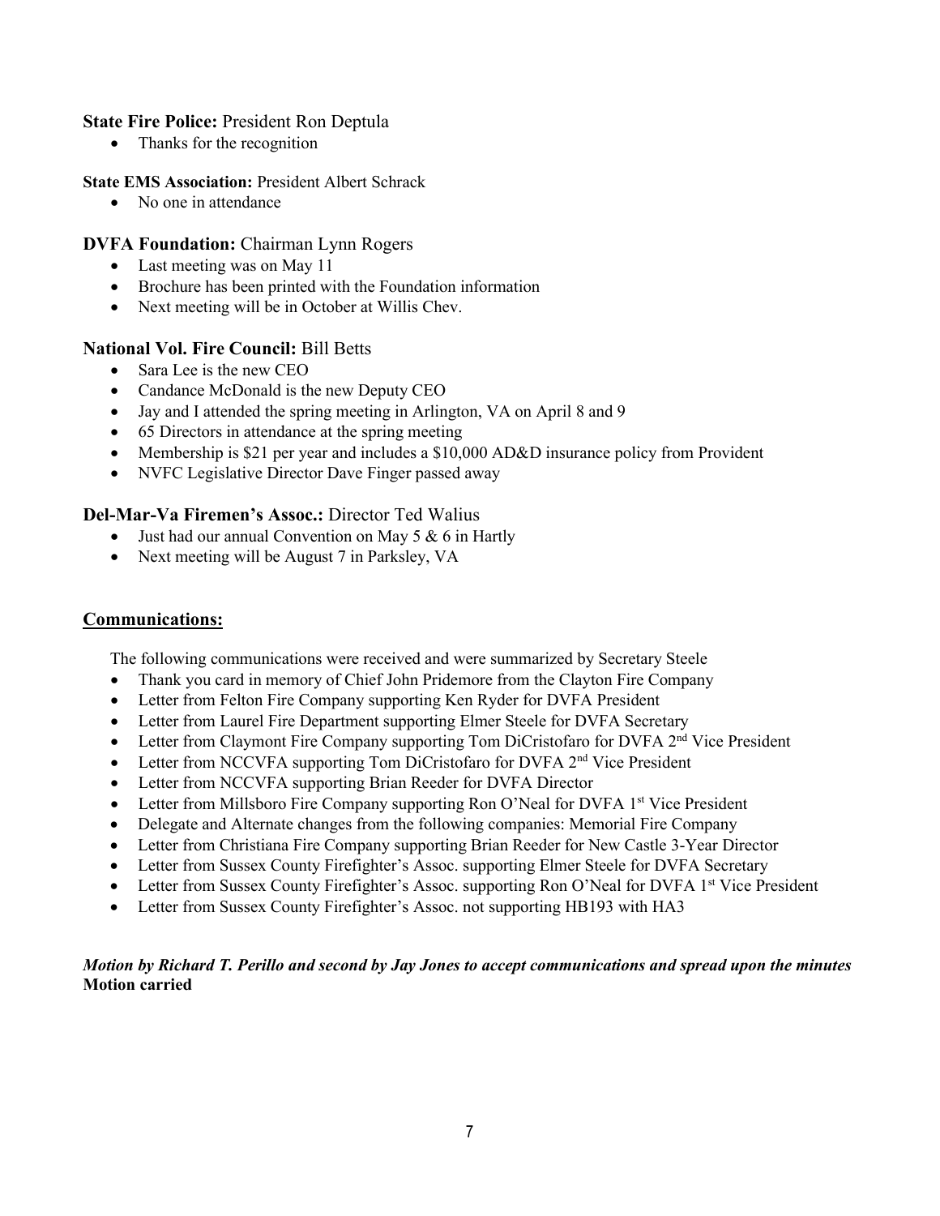**State Fire Police:** President Ron Deptula

- Thanks for the recognition

**State EMS Association:** President Albert Schrack

- No one in attendance

**DVFA Foundation:** Chairman Lynn Rogers

- Last meeting was on May 11
- Brochure has been printed with the Foundation information
- Next meeting will be in October at Willis Chev.

**National Vol. Fire Council:** Bill Betts

- Sara Lee is the new CEO
- Candance McDonald is the new Deputy CEO
- Jay and I attended the spring meeting in Arlington, VA on April 8 and 9
- 65 Directors in attendance at the spring meeting
- Membership is $21 per year and includes a $10,000 AD&D insurance policy from Provident
- NVFC Legislative Director Dave Finger passed away

**Del-Mar-Va Firemen's Assoc.:** Director Ted Walius

- Just had our annual Convention on May 5 & 6 in Hartly
- Next meeting will be August 7 in Parksley, VA

## Communications:

The following communications were received and were summarized by Secretary Steele

- Thank you card in memory of Chief John Pridemore from the Clayton Fire Company
- Letter from Felton Fire Company supporting Ken Ryder for DVFA President
- Letter from Laurel Fire Department supporting Elmer Steele for DVFA Secretary
- Letter from Claymont Fire Company supporting Tom DiCristofaro for DVFA 2nd Vice President
- Letter from NCCVFA supporting Tom DiCristofaro for DVFA 2nd Vice President
- Letter from NCCVFA supporting Brian Reeder for DVFA Director
- Letter from Millsboro Fire Company supporting Ron O'Neal for DVFA 1st Vice President
- Delegate and Alternate changes from the following companies: Memorial Fire Company
- Letter from Christiana Fire Company supporting Brian Reeder for New Castle 3-Year Director
- Letter from Sussex County Firefighter's Assoc. supporting Elmer Steele for DVFA Secretary
- Letter from Sussex County Firefighter's Assoc. supporting Ron O'Neal for DVFA 1st Vice President
- Letter from Sussex County Firefighter's Assoc. not supporting HB193 with HA3

***Motion by Richard T. Perillo and second by Jay Jones to accept communications and spread upon the minutes***
**Motion carried**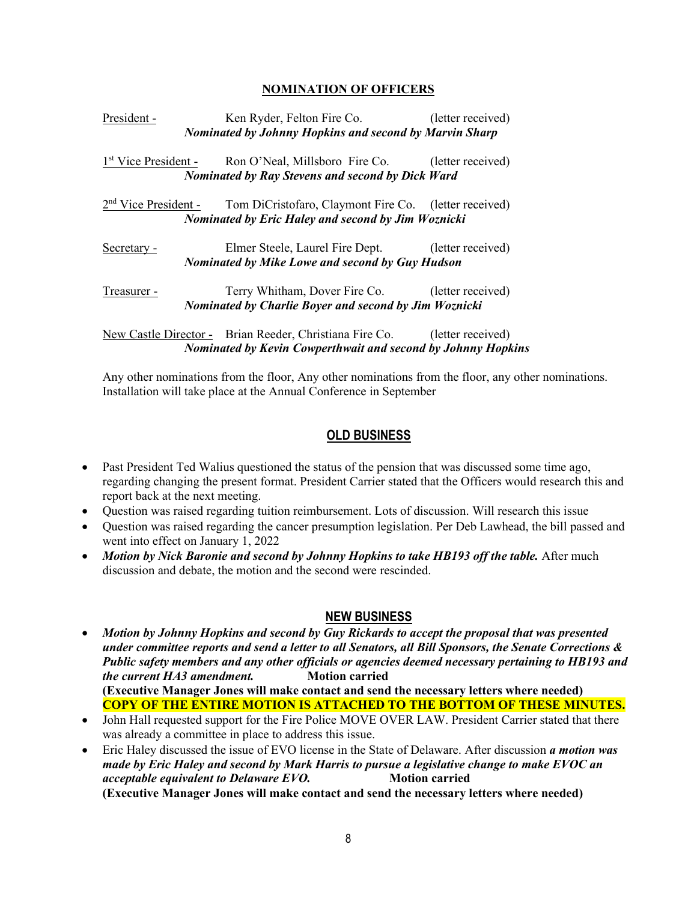## NOMINATION OF OFFICERS

President - Ken Ryder, Felton Fire Co. (letter received)
***Nominated by Johnny Hopkins and second by Marvin Sharp***

1st Vice President - Ron O'Neal, Millsboro Fire Co. (letter received)
***Nominated by Ray Stevens and second by Dick Ward***

2nd Vice President - Tom DiCristofaro, Claymont Fire Co. (letter received)
***Nominated by Eric Haley and second by Jim Woznicki***

Secretary - Elmer Steele, Laurel Fire Dept. (letter received)
***Nominated by Mike Lowe and second by Guy Hudson***

Treasurer - Terry Whitham, Dover Fire Co. (letter received)
***Nominated by Charlie Boyer and second by Jim Woznicki***

New Castle Director - Brian Reeder, Christiana Fire Co. (letter received)
***Nominated by Kevin Cowperthwait and second by Johnny Hopkins***

Any other nominations from the floor, Any other nominations from the floor, any other nominations. Installation will take place at the Annual Conference in September

## OLD BUSINESS

- Past President Ted Walius questioned the status of the pension that was discussed some time ago, regarding changing the present format. President Carrier stated that the Officers would research this and report back at the next meeting.
- Question was raised regarding tuition reimbursement. Lots of discussion. Will research this issue
- Question was raised regarding the cancer presumption legislation. Per Deb Lawhead, the bill passed and went into effect on January 1, 2022
- ***Motion by Nick Baronie and second by Johnny Hopkins to take HB193 off the table.*** After much discussion and debate, the motion and the second were rescinded.

## NEW BUSINESS

- ***Motion by Johnny Hopkins and second by Guy Rickards to accept the proposal that was presented under committee reports and send a letter to all Senators, all Bill Sponsors, the Senate Corrections & Public safety members and any other officials or agencies deemed necessary pertaining to HB193 and the current HA3 amendment.*** **Motion carried**
  **(Executive Manager Jones will make contact and send the necessary letters where needed)**
  **COPY OF THE ENTIRE MOTION IS ATTACHED TO THE BOTTOM OF THESE MINUTES.**
- John Hall requested support for the Fire Police MOVE OVER LAW. President Carrier stated that there was already a committee in place to address this issue.
- Eric Haley discussed the issue of EVO license in the State of Delaware. After discussion ***a motion was made by Eric Haley and second by Mark Harris to pursue a legislative change to make EVOC an acceptable equivalent to Delaware EVO.*** **Motion carried**
  **(Executive Manager Jones will make contact and send the necessary letters where needed)**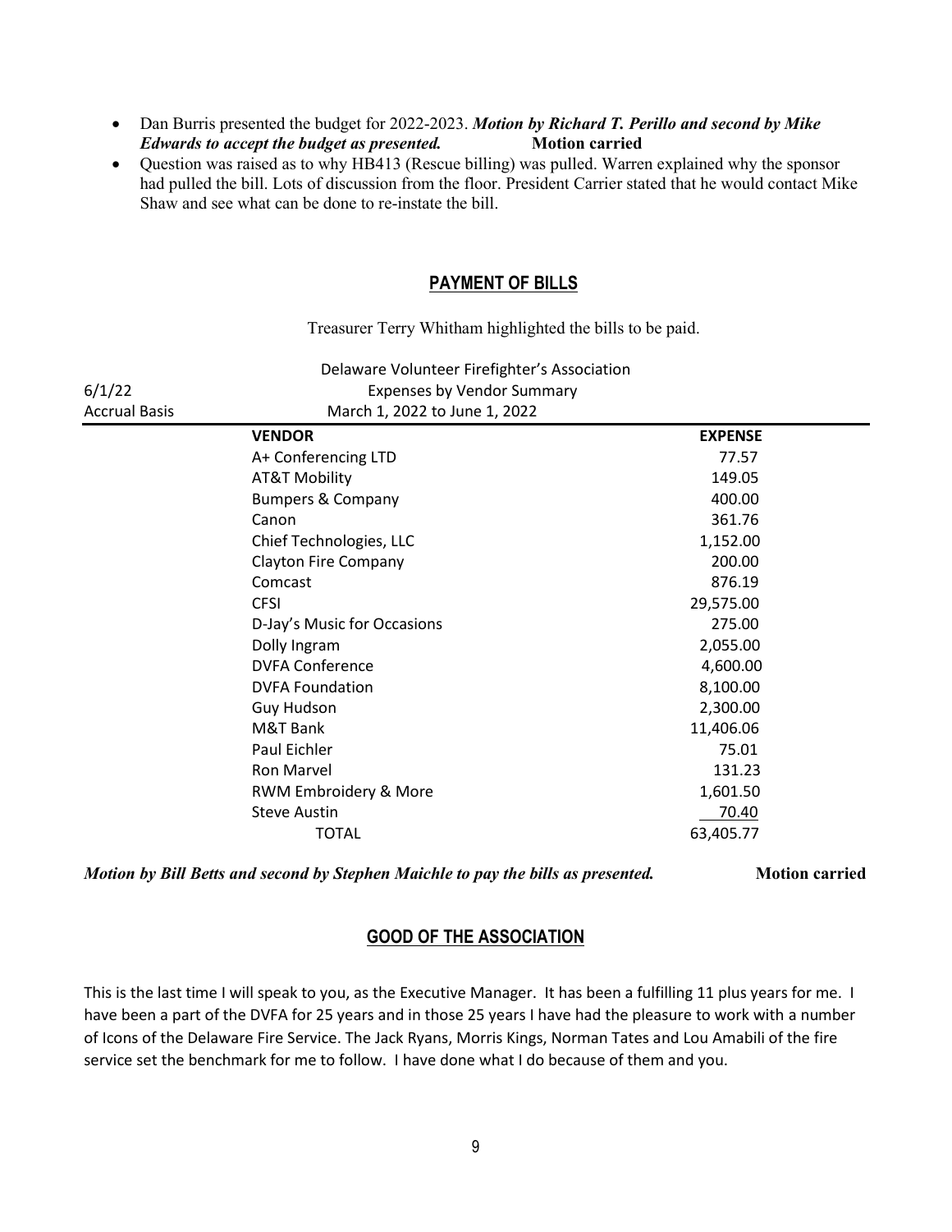- Dan Burris presented the budget for 2022-2023. ***Motion by Richard T. Perillo and second by Mike Edwards to accept the budget as presented.*** **Motion carried**
- Question was raised as to why HB413 (Rescue billing) was pulled. Warren explained why the sponsor had pulled the bill. Lots of discussion from the floor. President Carrier stated that he would contact Mike Shaw and see what can be done to re-instate the bill.

## PAYMENT OF BILLS

Treasurer Terry Whitham highlighted the bills to be paid.

Delaware Volunteer Firefighter's Association
6/1/22 Expenses by Vendor Summary
Accrual Basis March 1, 2022 to June 1, 2022

| VENDOR | EXPENSE |
|---|---|
| A+ Conferencing LTD | 77.57 |
| AT&T Mobility | 149.05 |
| Bumpers & Company | 400.00 |
| Canon | 361.76 |
| Chief Technologies, LLC | 1,152.00 |
| Clayton Fire Company | 200.00 |
| Comcast | 876.19 |
| CFSI | 29,575.00 |
| D-Jay's Music for Occasions | 275.00 |
| Dolly Ingram | 2,055.00 |
| DVFA Conference | 4,600.00 |
| DVFA Foundation | 8,100.00 |
| Guy Hudson | 2,300.00 |
| M&T Bank | 11,406.06 |
| Paul Eichler | 75.01 |
| Ron Marvel | 131.23 |
| RWM Embroidery & More | 1,601.50 |
| Steve Austin | 70.40 |
| TOTAL | 63,405.77 |

***Motion by Bill Betts and second by Stephen Maichle to pay the bills as presented.*** **Motion carried**

## GOOD OF THE ASSOCIATION

This is the last time I will speak to you, as the Executive Manager. It has been a fulfilling 11 plus years for me. I have been a part of the DVFA for 25 years and in those 25 years I have had the pleasure to work with a number of Icons of the Delaware Fire Service. The Jack Ryans, Morris Kings, Norman Tates and Lou Amabili of the fire service set the benchmark for me to follow. I have done what I do because of them and you.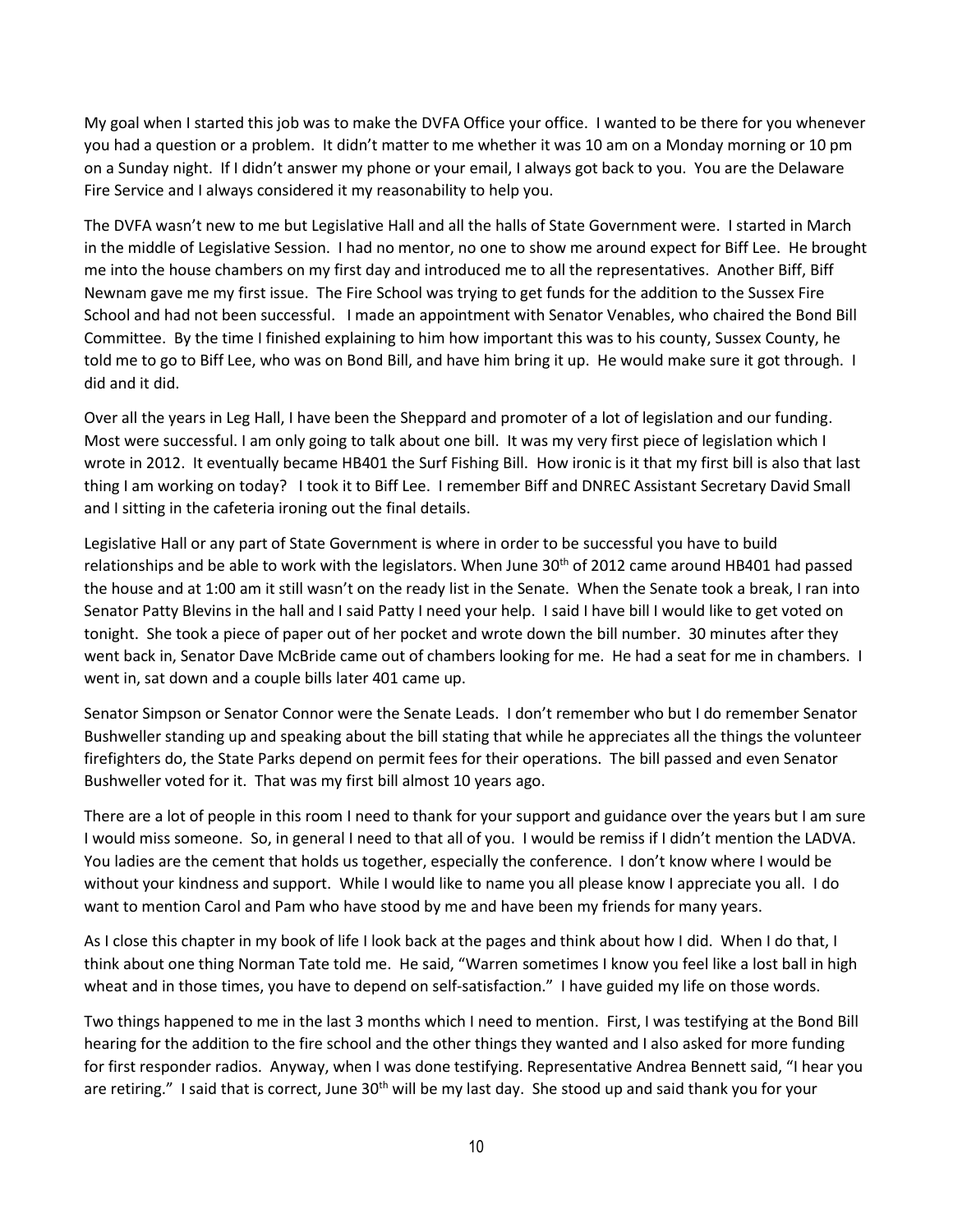My goal when I started this job was to make the DVFA Office your office. I wanted to be there for you whenever you had a question or a problem. It didn't matter to me whether it was 10 am on a Monday morning or 10 pm on a Sunday night. If I didn't answer my phone or your email, I always got back to you. You are the Delaware Fire Service and I always considered it my reasonability to help you.

The DVFA wasn't new to me but Legislative Hall and all the halls of State Government were. I started in March in the middle of Legislative Session. I had no mentor, no one to show me around expect for Biff Lee. He brought me into the house chambers on my first day and introduced me to all the representatives. Another Biff, Biff Newnam gave me my first issue. The Fire School was trying to get funds for the addition to the Sussex Fire School and had not been successful. I made an appointment with Senator Venables, who chaired the Bond Bill Committee. By the time I finished explaining to him how important this was to his county, Sussex County, he told me to go to Biff Lee, who was on Bond Bill, and have him bring it up. He would make sure it got through. I did and it did.

Over all the years in Leg Hall, I have been the Sheppard and promoter of a lot of legislation and our funding. Most were successful. I am only going to talk about one bill. It was my very first piece of legislation which I wrote in 2012. It eventually became HB401 the Surf Fishing Bill. How ironic is it that my first bill is also that last thing I am working on today? I took it to Biff Lee. I remember Biff and DNREC Assistant Secretary David Small and I sitting in the cafeteria ironing out the final details.

Legislative Hall or any part of State Government is where in order to be successful you have to build relationships and be able to work with the legislators. When June 30th of 2012 came around HB401 had passed the house and at 1:00 am it still wasn't on the ready list in the Senate. When the Senate took a break, I ran into Senator Patty Blevins in the hall and I said Patty I need your help. I said I have bill I would like to get voted on tonight. She took a piece of paper out of her pocket and wrote down the bill number. 30 minutes after they went back in, Senator Dave McBride came out of chambers looking for me. He had a seat for me in chambers. I went in, sat down and a couple bills later 401 came up.

Senator Simpson or Senator Connor were the Senate Leads. I don't remember who but I do remember Senator Bushweller standing up and speaking about the bill stating that while he appreciates all the things the volunteer firefighters do, the State Parks depend on permit fees for their operations. The bill passed and even Senator Bushweller voted for it. That was my first bill almost 10 years ago.

There are a lot of people in this room I need to thank for your support and guidance over the years but I am sure I would miss someone. So, in general I need to that all of you. I would be remiss if I didn't mention the LADVA. You ladies are the cement that holds us together, especially the conference. I don't know where I would be without your kindness and support. While I would like to name you all please know I appreciate you all. I do want to mention Carol and Pam who have stood by me and have been my friends for many years.

As I close this chapter in my book of life I look back at the pages and think about how I did. When I do that, I think about one thing Norman Tate told me. He said, "Warren sometimes I know you feel like a lost ball in high wheat and in those times, you have to depend on self-satisfaction." I have guided my life on those words.

Two things happened to me in the last 3 months which I need to mention. First, I was testifying at the Bond Bill hearing for the addition to the fire school and the other things they wanted and I also asked for more funding for first responder radios. Anyway, when I was done testifying. Representative Andrea Bennett said, "I hear you are retiring." I said that is correct, June 30th will be my last day. She stood up and said thank you for your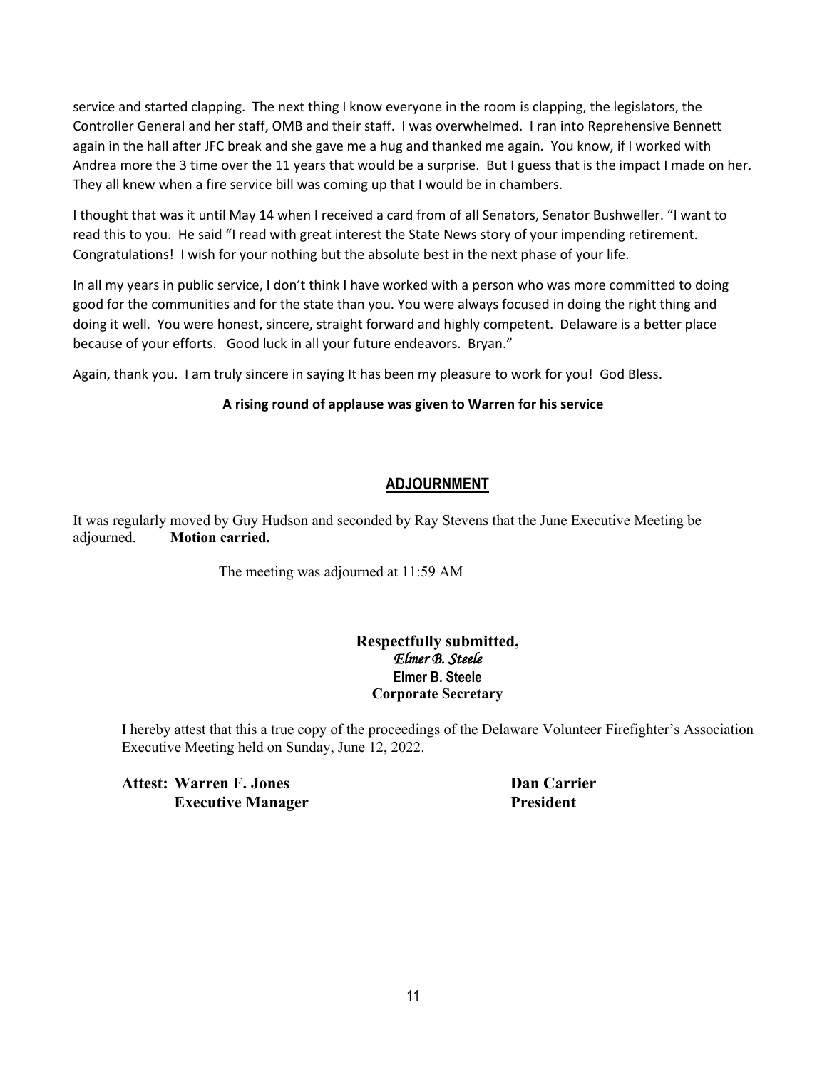service and started clapping. The next thing I know everyone in the room is clapping, the legislators, the Controller General and her staff, OMB and their staff. I was overwhelmed. I ran into Reprehensive Bennett again in the hall after JFC break and she gave me a hug and thanked me again. You know, if I worked with Andrea more the 3 time over the 11 years that would be a surprise. But I guess that is the impact I made on her. They all knew when a fire service bill was coming up that I would be in chambers.

I thought that was it until May 14 when I received a card from of all Senators, Senator Bushweller. "I want to read this to you. He said "I read with great interest the State News story of your impending retirement. Congratulations! I wish for your nothing but the absolute best in the next phase of your life.

In all my years in public service, I don't think I have worked with a person who was more committed to doing good for the communities and for the state than you. You were always focused in doing the right thing and doing it well. You were honest, sincere, straight forward and highly competent. Delaware is a better place because of your efforts. Good luck in all your future endeavors. Bryan."

Again, thank you. I am truly sincere in saying It has been my pleasure to work for you! God Bless.

**A rising round of applause was given to Warren for his service**

## ADJOURNMENT

It was regularly moved by Guy Hudson and seconded by Ray Stevens that the June Executive Meeting be adjourned. **Motion carried.**

The meeting was adjourned at 11:59 AM

**Respectfully submitted,**
*Elmer B. Steele*
**Elmer B. Steele**
**Corporate Secretary**

I hereby attest that this a true copy of the proceedings of the Delaware Volunteer Firefighter's Association Executive Meeting held on Sunday, June 12, 2022.

**Attest: Warren F. Jones** — **Executive Manager**

**Dan Carrier** — **President**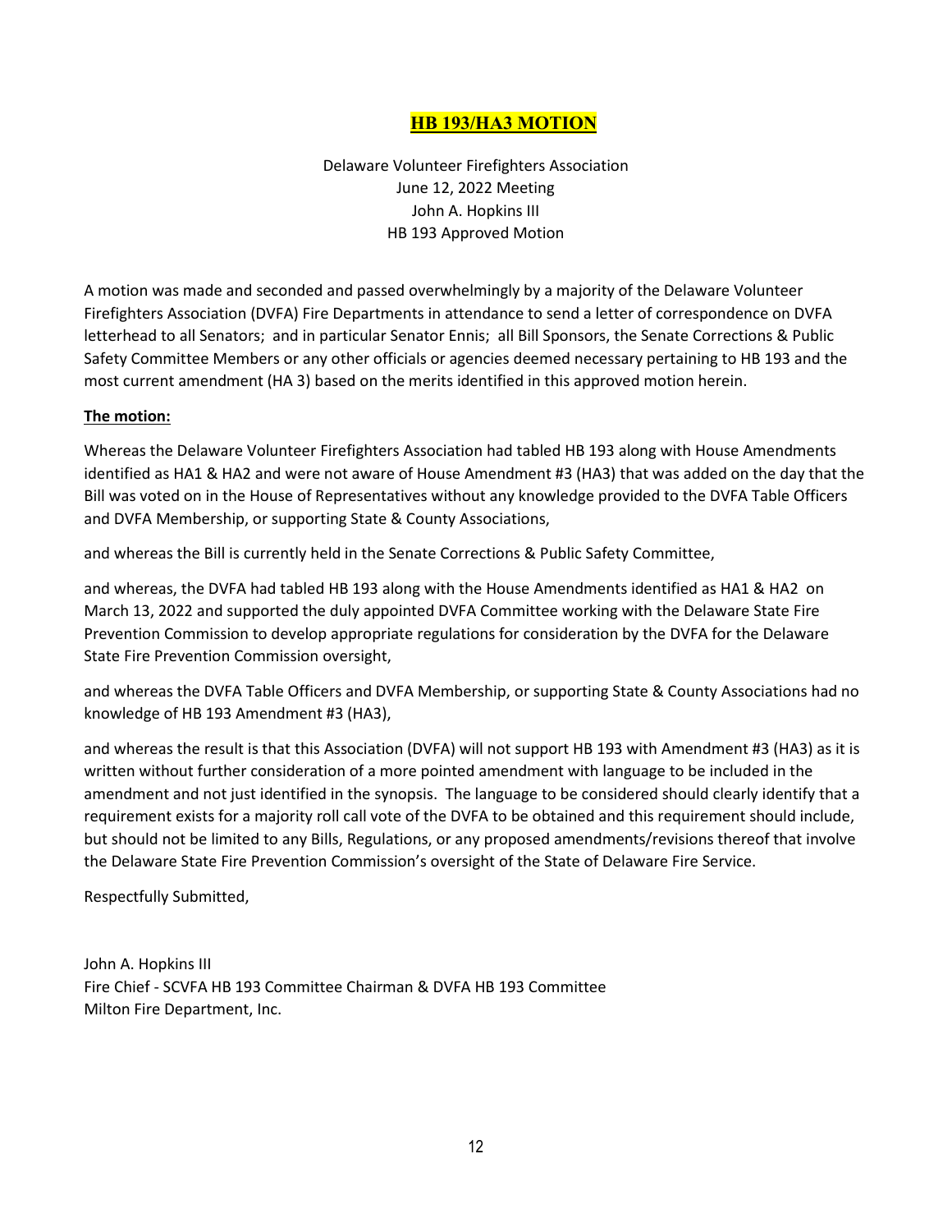# **HB 193/HA3 MOTION**

Delaware Volunteer Firefighters Association
June 12, 2022 Meeting
John A. Hopkins III
HB 193 Approved Motion

A motion was made and seconded and passed overwhelmingly by a majority of the Delaware Volunteer Firefighters Association (DVFA) Fire Departments in attendance to send a letter of correspondence on DVFA letterhead to all Senators; and in particular Senator Ennis; all Bill Sponsors, the Senate Corrections & Public Safety Committee Members or any other officials or agencies deemed necessary pertaining to HB 193 and the most current amendment (HA 3) based on the merits identified in this approved motion herein.

**The motion:**

Whereas the Delaware Volunteer Firefighters Association had tabled HB 193 along with House Amendments identified as HA1 & HA2 and were not aware of House Amendment #3 (HA3) that was added on the day that the Bill was voted on in the House of Representatives without any knowledge provided to the DVFA Table Officers and DVFA Membership, or supporting State & County Associations,

and whereas the Bill is currently held in the Senate Corrections & Public Safety Committee,

and whereas, the DVFA had tabled HB 193 along with the House Amendments identified as HA1 & HA2 on March 13, 2022 and supported the duly appointed DVFA Committee working with the Delaware State Fire Prevention Commission to develop appropriate regulations for consideration by the DVFA for the Delaware State Fire Prevention Commission oversight,

and whereas the DVFA Table Officers and DVFA Membership, or supporting State & County Associations had no knowledge of HB 193 Amendment #3 (HA3),

and whereas the result is that this Association (DVFA) will not support HB 193 with Amendment #3 (HA3) as it is written without further consideration of a more pointed amendment with language to be included in the amendment and not just identified in the synopsis. The language to be considered should clearly identify that a requirement exists for a majority roll call vote of the DVFA to be obtained and this requirement should include, but should not be limited to any Bills, Regulations, or any proposed amendments/revisions thereof that involve the Delaware State Fire Prevention Commission's oversight of the State of Delaware Fire Service.

Respectfully Submitted,

John A. Hopkins III
Fire Chief - SCVFA HB 193 Committee Chairman & DVFA HB 193 Committee
Milton Fire Department, Inc.